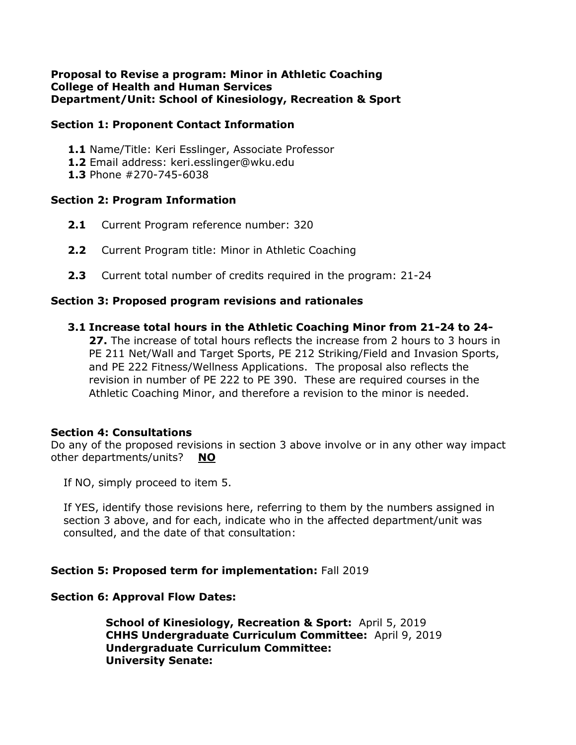**Proposal to Revise a program: Minor in Athletic Coaching**
**College of Health and Human Services**
**Department/Unit: School of Kinesiology, Recreation & Sport**

**Section 1: Proponent Contact Information**

- **1.1** Name/Title: Keri Esslinger, Associate Professor
- **1.2** Email address: keri.esslinger@wku.edu
- **1.3** Phone #270-745-6038

**Section 2: Program Information**

- **2.1** Current Program reference number: 320
- **2.2** Current Program title: Minor in Athletic Coaching
- **2.3** Current total number of credits required in the program: 21-24

**Section 3: Proposed program revisions and rationales**

**3.1 Increase total hours in the Athletic Coaching Minor from 21-24 to 24-27.** The increase of total hours reflects the increase from 2 hours to 3 hours in PE 211 Net/Wall and Target Sports, PE 212 Striking/Field and Invasion Sports, and PE 222 Fitness/Wellness Applications. The proposal also reflects the revision in number of PE 222 to PE 390. These are required courses in the Athletic Coaching Minor, and therefore a revision to the minor is needed.

**Section 4: Consultations**
Do any of the proposed revisions in section 3 above involve or in any other way impact other departments/units? **NO**

If NO, simply proceed to item 5.

If YES, identify those revisions here, referring to them by the numbers assigned in section 3 above, and for each, indicate who in the affected department/unit was consulted, and the date of that consultation:

**Section 5: Proposed term for implementation:** Fall 2019

**Section 6: Approval Flow Dates:**

**School of Kinesiology, Recreation & Sport:** April 5, 2019
**CHHS Undergraduate Curriculum Committee:** April 9, 2019
**Undergraduate Curriculum Committee:**
**University Senate:**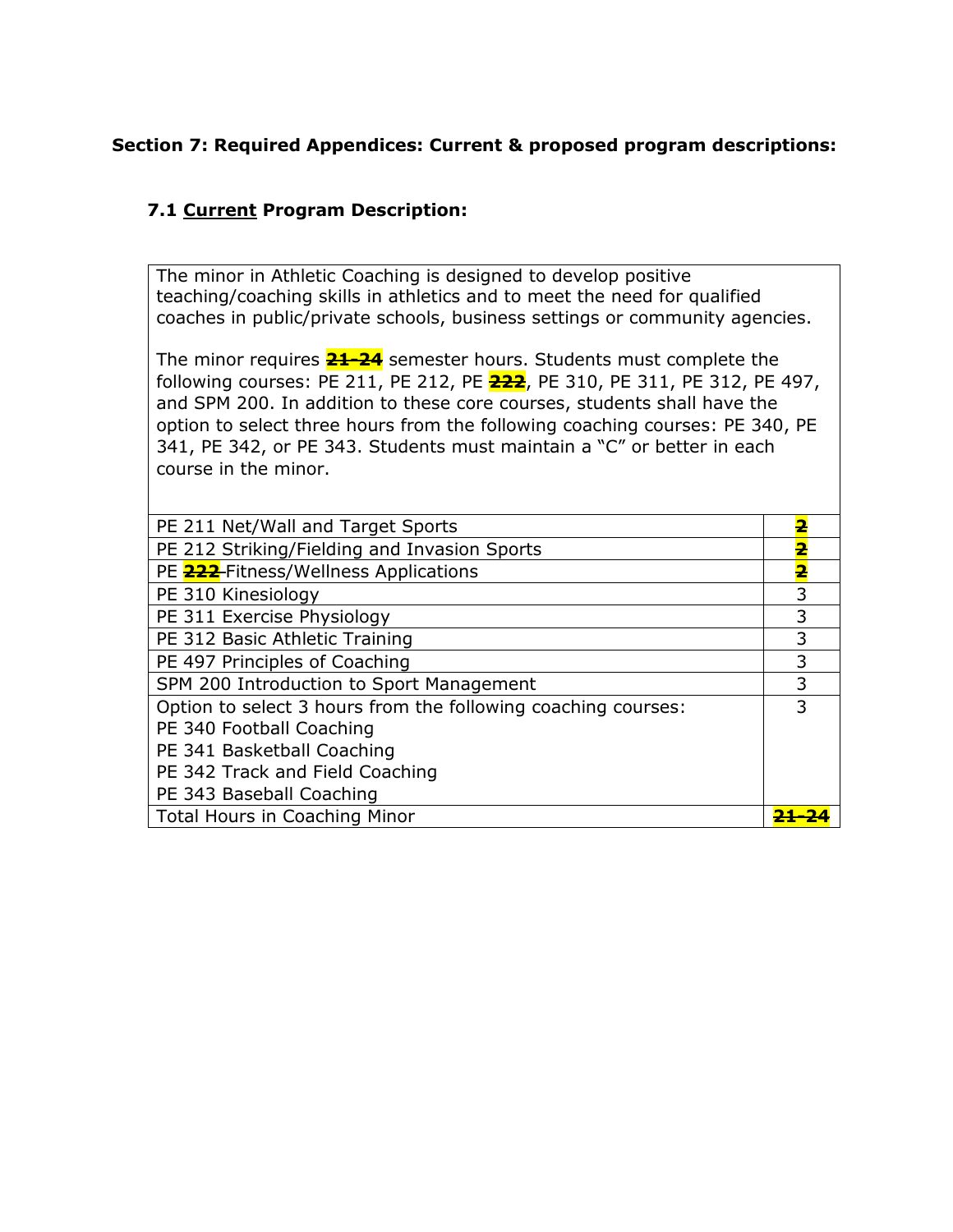**Section 7: Required Appendices: Current & proposed program descriptions:**

**7.1 Current Program Description:**

The minor in Athletic Coaching is designed to develop positive teaching/coaching skills in athletics and to meet the need for qualified coaches in public/private schools, business settings or community agencies.

The minor requires ~~21-24~~ semester hours. Students must complete the following courses: PE 211, PE 212, PE ~~222~~, PE 310, PE 311, PE 312, PE 497, and SPM 200. In addition to these core courses, students shall have the option to select three hours from the following coaching courses: PE 340, PE 341, PE 342, or PE 343. Students must maintain a "C" or better in each course in the minor.

| Course | Hours |
| --- | --- |
| PE 211 Net/Wall and Target Sports | ~~2~~ |
| PE 212 Striking/Fielding and Invasion Sports | ~~2~~ |
| PE ~~222~~ Fitness/Wellness Applications | ~~2~~ |
| PE 310 Kinesiology | 3 |
| PE 311 Exercise Physiology | 3 |
| PE 312 Basic Athletic Training | 3 |
| PE 497 Principles of Coaching | 3 |
| SPM 200 Introduction to Sport Management | 3 |
| Option to select 3 hours from the following coaching courses:<br>PE 340 Football Coaching<br>PE 341 Basketball Coaching<br>PE 342 Track and Field Coaching<br>PE 343 Baseball Coaching | 3 |
| Total Hours in Coaching Minor | ~~21-24~~ |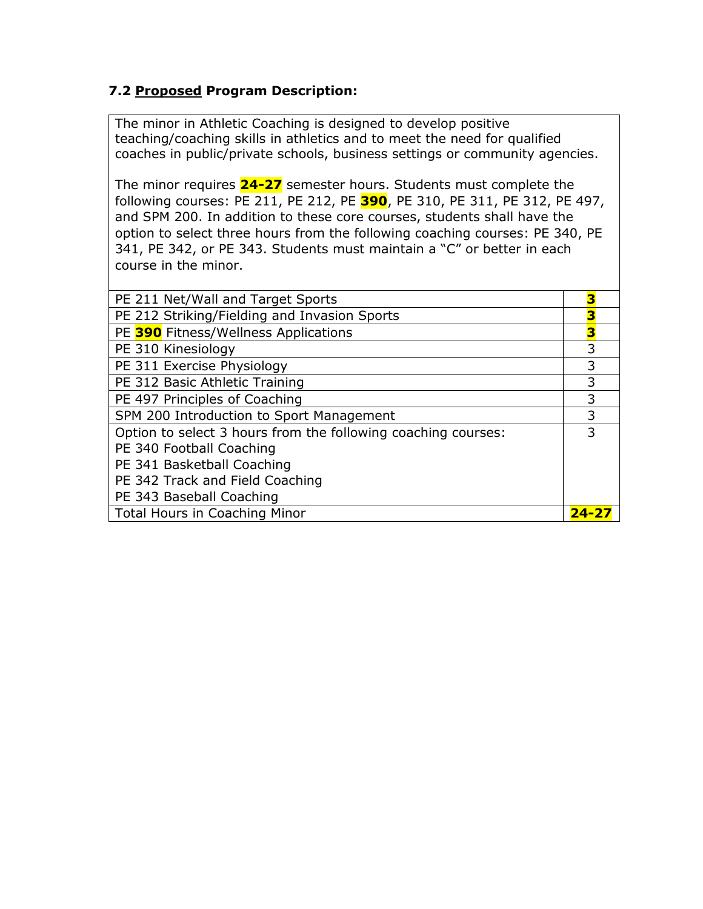### 7.2 Proposed Program Description:

The minor in Athletic Coaching is designed to develop positive teaching/coaching skills in athletics and to meet the need for qualified coaches in public/private schools, business settings or community agencies.

The minor requires **24-27** semester hours. Students must complete the following courses: PE 211, PE 212, PE **390**, PE 310, PE 311, PE 312, PE 497, and SPM 200. In addition to these core courses, students shall have the option to select three hours from the following coaching courses: PE 340, PE 341, PE 342, or PE 343. Students must maintain a "C" or better in each course in the minor.

| | |
|---|---|
| PE 211 Net/Wall and Target Sports | **3** |
| PE 212 Striking/Fielding and Invasion Sports | **3** |
| PE **390** Fitness/Wellness Applications | **3** |
| PE 310 Kinesiology | 3 |
| PE 311 Exercise Physiology | 3 |
| PE 312 Basic Athletic Training | 3 |
| PE 497 Principles of Coaching | 3 |
| SPM 200 Introduction to Sport Management | 3 |
| Option to select 3 hours from the following coaching courses:<br>PE 340 Football Coaching<br>PE 341 Basketball Coaching<br>PE 342 Track and Field Coaching<br>PE 343 Baseball Coaching | 3 |
| Total Hours in Coaching Minor | **24-27** |